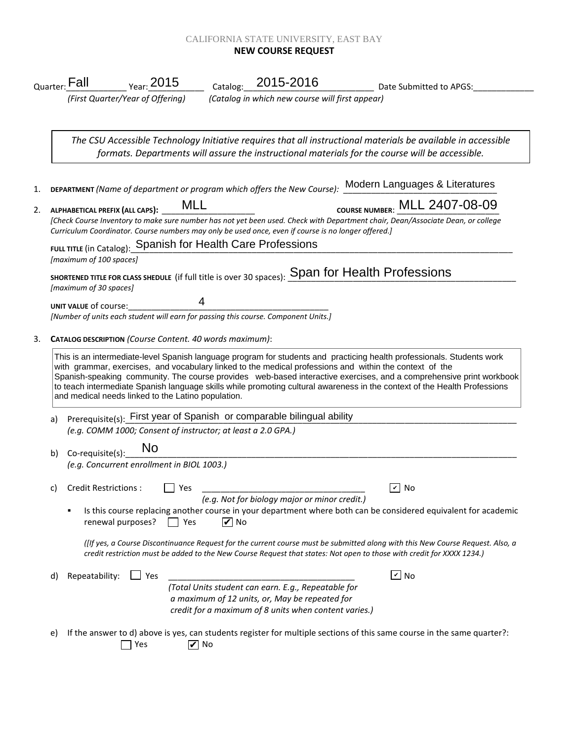CALIFORNIA STATE UNIVERSITY, EAST BAY

**NEW COURSE REQUEST**

Quarter: Fall Year: 2015 Catalog: 2015-2016 Date Submitted to APGS:\_\_\_\_\_\_\_\_\_\_\_\_

*(First Quarter/Year of Offering)* *(Catalog in which new course will first appear)*

> *The CSU Accessible Technology Initiative requires that all instructional materials be available in accessible formats. Departments will assure the instructional materials for the course will be accessible.*

1. **DEPARTMENT** *(Name of department or program which offers the New Course):* Modern Languages & Literatures

2. **ALPHABETICAL PREFIX (ALL CAPS):** MLL **COURSE NUMBER:** MLL 2407-08-09

   *[Check Course Inventory to make sure number has not yet been used. Check with Department chair, Dean/Associate Dean, or college Curriculum Coordinator. Course numbers may only be used once, even if course is no longer offered.]*

   **FULL TITLE** (in Catalog): Spanish for Health Care Professions
   *[maximum of 100 spaces]*

   **SHORTENED TITLE FOR CLASS SHEDULE** (if full title is over 30 spaces): Span for Health Professions
   *[maximum of 30 spaces]*

   **UNIT VALUE** of course: 4
   *[Number of units each student will earn for passing this course. Component Units.]*

3. **CATALOG DESCRIPTION** *(Course Content. 40 words maximum)*:

   This is an intermediate-level Spanish language program for students and practicing health professionals. Students work with grammar, exercises, and vocabulary linked to the medical professions and within the context of the Spanish-speaking community. The course provides web-based interactive exercises, and a comprehensive print workbook to teach intermediate Spanish language skills while promoting cultural awareness in the context of the Health Professions and medical needs linked to the Latino population.

   a) Prerequisite(s): First year of Spanish or comparable bilingual ability
   *(e.g. COMM 1000; Consent of instructor; at least a 2.0 GPA.)*

   b) Co-requisite(s): No
   *(e.g. Concurrent enrollment in BIOL 1003.)*

   c) Credit Restrictions : ☐ Yes \_\_\_\_\_\_\_\_\_\_ ☑ No
   *(e.g. Not for biology major or minor credit.)*

   - Is this course replacing another course in your department where both can be considered equivalent for academic renewal purposes? ☐ Yes ☑ No

     *([If yes, a Course Discontinuance Request for the current course must be submitted along with this New Course Request. Also, a credit restriction must be added to the New Course Request that states: Not open to those with credit for XXXX 1234.)*

   d) Repeatability: ☐ Yes \_\_\_\_\_\_\_\_\_\_ ☑ No
   *(Total Units student can earn. E.g., Repeatable for a maximum of 12 units, or, May be repeated for credit for a maximum of 8 units when content varies.)*

   e) If the answer to d) above is yes, can students register for multiple sections of this same course in the same quarter?:
   ☐ Yes ☑ No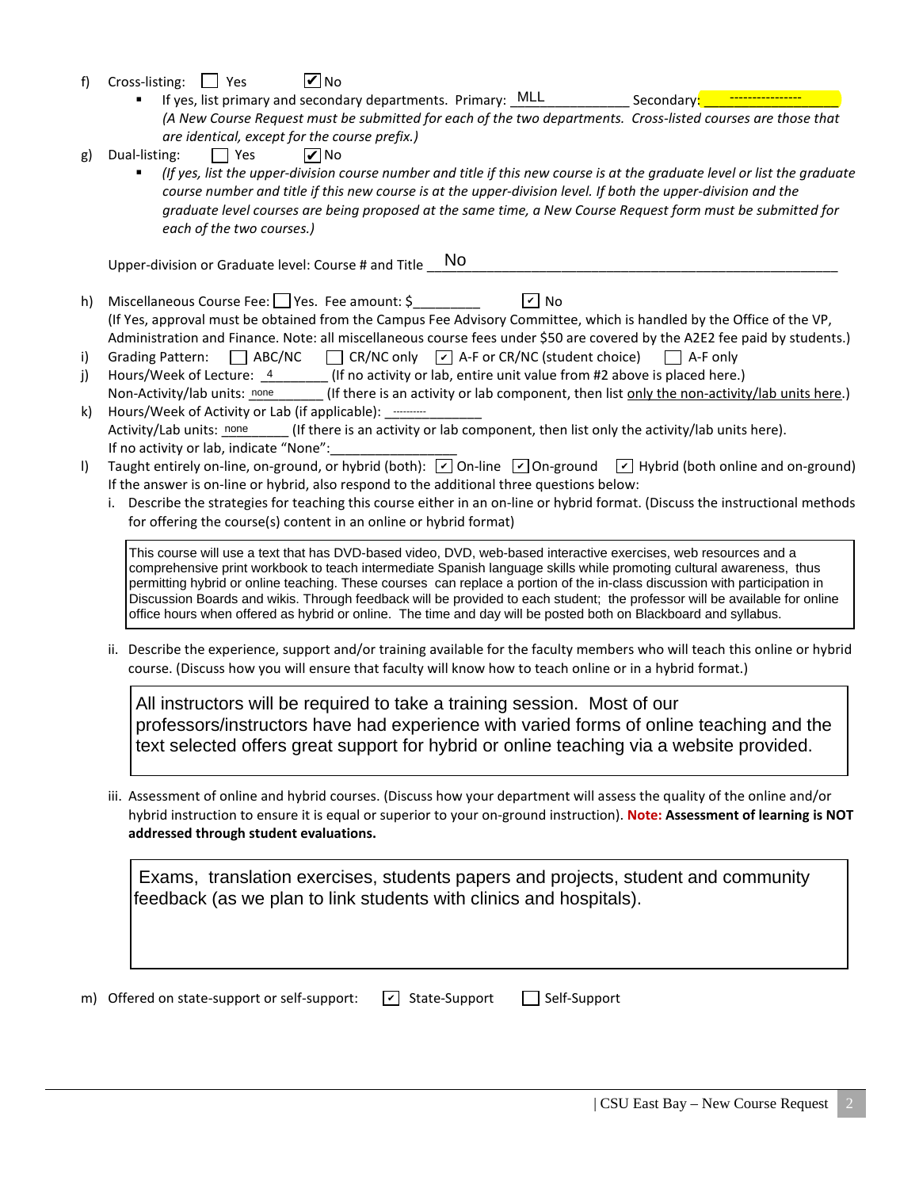f) Cross-listing: ☐ Yes ☑ No

- If yes, list primary and secondary departments. Primary: MLL Secondary: ----------------
  *(A New Course Request must be submitted for each of the two departments. Cross-listed courses are those that are identical, except for the course prefix.)*

g) Dual-listing: ☐ Yes ☑ No

- *(If yes, list the upper-division course number and title if this new course is at the graduate level or list the graduate course number and title if this new course is at the upper-division level. If both the upper-division and the graduate level courses are being proposed at the same time, a New Course Request form must be submitted for each of the two courses.)*

Upper-division or Graduate level: Course # and Title No

h) Miscellaneous Course Fee: ☐ Yes. Fee amount: $_________ ☑ No
(If Yes, approval must be obtained from the Campus Fee Advisory Committee, which is handled by the Office of the VP, Administration and Finance. Note: all miscellaneous course fees under $50 are covered by the A2E2 fee paid by students.)

i) Grading Pattern: ☐ ABC/NC ☐ CR/NC only ☑ A-F or CR/NC (student choice) ☐ A-F only

j) Hours/Week of Lecture: 4 (If no activity or lab, entire unit value from #2 above is placed here.)
Non-Activity/lab units: none (If there is an activity or lab component, then list only the non-activity/lab units here.)

k) Hours/Week of Activity or Lab (if applicable): ---------
Activity/Lab units: none (If there is an activity or lab component, then list only the activity/lab units here).
If no activity or lab, indicate "None":________________

l) Taught entirely on-line, on-ground, or hybrid (both): ☑ On-line ☑ On-ground ☑ Hybrid (both online and on-ground)
If the answer is on-line or hybrid, also respond to the additional three questions below:

i. Describe the strategies for teaching this course either in an on-line or hybrid format. (Discuss the instructional methods for offering the course(s) content in an online or hybrid format)

> This course will use a text that has DVD-based video, DVD, web-based interactive exercises, web resources and a comprehensive print workbook to teach intermediate Spanish language skills while promoting cultural awareness, thus permitting hybrid or online teaching. These courses can replace a portion of the in-class discussion with participation in Discussion Boards and wikis. Through feedback will be provided to each student; the professor will be available for online office hours when offered as hybrid or online. The time and day will be posted both on Blackboard and syllabus.

ii. Describe the experience, support and/or training available for the faculty members who will teach this online or hybrid course. (Discuss how you will ensure that faculty will know how to teach online or in a hybrid format.)

> All instructors will be required to take a training session. Most of our professors/instructors have had experience with varied forms of online teaching and the text selected offers great support for hybrid or online teaching via a website provided.

iii. Assessment of online and hybrid courses. (Discuss how your department will assess the quality of the online and/or hybrid instruction to ensure it is equal or superior to your on-ground instruction). **Note: Assessment of learning is NOT addressed through student evaluations.**

> Exams, translation exercises, students papers and projects, student and community feedback (as we plan to link students with clinics and hospitals).

m) Offered on state-support or self-support: ☑ State-Support ☐ Self-Support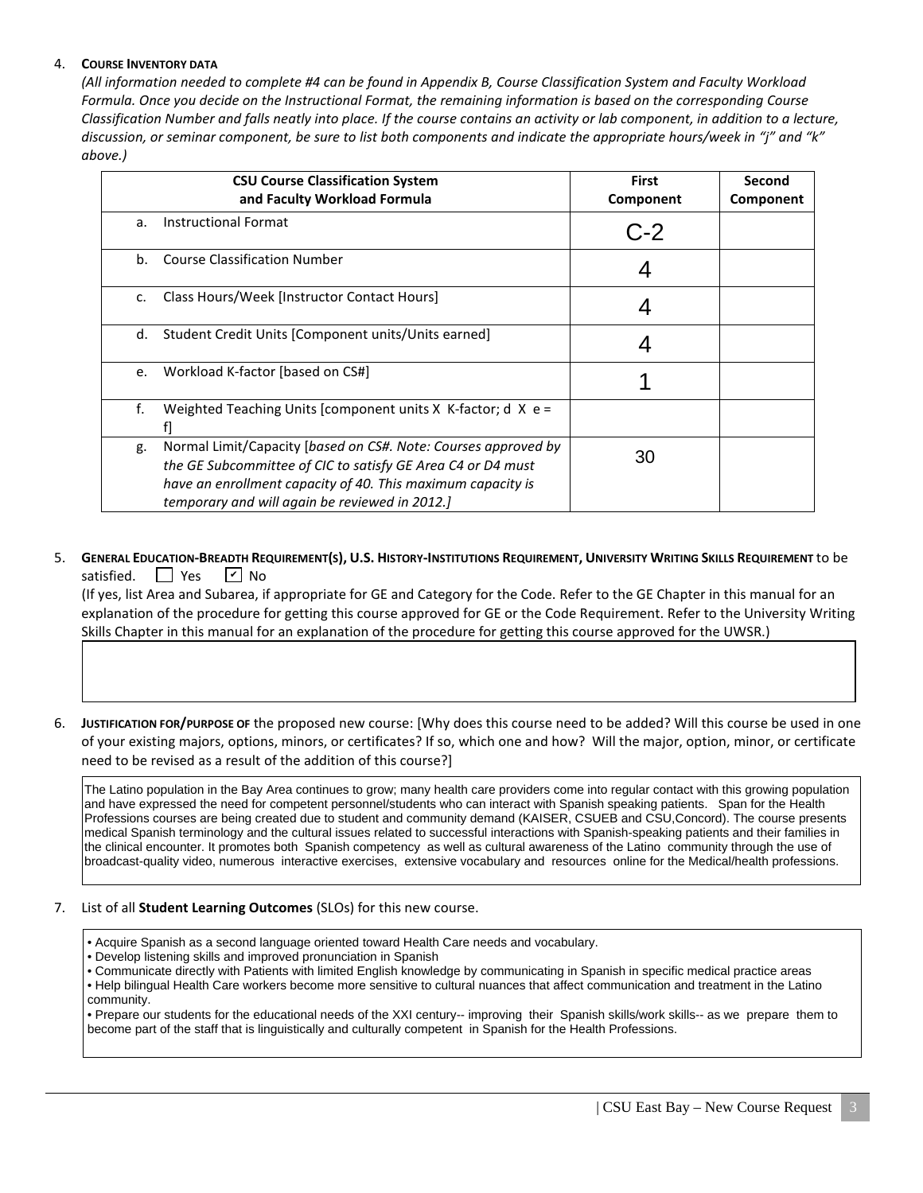4. **COURSE INVENTORY DATA**

*(All information needed to complete #4 can be found in Appendix B, Course Classification System and Faculty Workload Formula. Once you decide on the Instructional Format, the remaining information is based on the corresponding Course Classification Number and falls neatly into place. If the course contains an activity or lab component, in addition to a lecture, discussion, or seminar component, be sure to list both components and indicate the appropriate hours/week in "j" and "k" above.)*

| CSU Course Classification System and Faculty Workload Formula | First Component | Second Component |
|---|---|---|
| a. Instructional Format | C-2 | |
| b. Course Classification Number | 4 | |
| c. Class Hours/Week [Instructor Contact Hours] | 4 | |
| d. Student Credit Units [Component units/Units earned] | 4 | |
| e. Workload K-factor [based on CS#] | 1 | |
| f. Weighted Teaching Units [component units X K-factor; d X e = f] | | |
| g. Normal Limit/Capacity [*based on CS#. Note: Courses approved by the GE Subcommittee of CIC to satisfy GE Area C4 or D4 must have an enrollment capacity of 40. This maximum capacity is temporary and will again be reviewed in 2012.]* | 30 | |

5. **GENERAL EDUCATION-BREADTH REQUIREMENT(S), U.S. HISTORY-INSTITUTIONS REQUIREMENT, UNIVERSITY WRITING SKILLS REQUIREMENT** to be satisfied. ☐ Yes ☑ No

(If yes, list Area and Subarea, if appropriate for GE and Category for the Code. Refer to the GE Chapter in this manual for an explanation of the procedure for getting this course approved for GE or the Code Requirement. Refer to the University Writing Skills Chapter in this manual for an explanation of the procedure for getting this course approved for the UWSR.)

6. **JUSTIFICATION FOR/PURPOSE OF** the proposed new course: [Why does this course need to be added? Will this course be used in one of your existing majors, options, minors, or certificates? If so, which one and how? Will the major, option, minor, or certificate need to be revised as a result of the addition of this course?]

The Latino population in the Bay Area continues to grow; many health care providers come into regular contact with this growing population and have expressed the need for competent personnel/students who can interact with Spanish speaking patients. Span for the Health Professions courses are being created due to student and community demand (KAISER, CSUEB and CSU,Concord). The course presents medical Spanish terminology and the cultural issues related to successful interactions with Spanish-speaking patients and their families in the clinical encounter. It promotes both Spanish competency as well as cultural awareness of the Latino community through the use of broadcast-quality video, numerous interactive exercises, extensive vocabulary and resources online for the Medical/health professions.

7. List of all **Student Learning Outcomes** (SLOs) for this new course.

- Acquire Spanish as a second language oriented toward Health Care needs and vocabulary.
- Develop listening skills and improved pronunciation in Spanish
- Communicate directly with Patients with limited English knowledge by communicating in Spanish in specific medical practice areas
- Help bilingual Health Care workers become more sensitive to cultural nuances that affect communication and treatment in the Latino community.
- Prepare our students for the educational needs of the XXI century-- improving their Spanish skills/work skills-- as we prepare them to become part of the staff that is linguistically and culturally competent in Spanish for the Health Professions.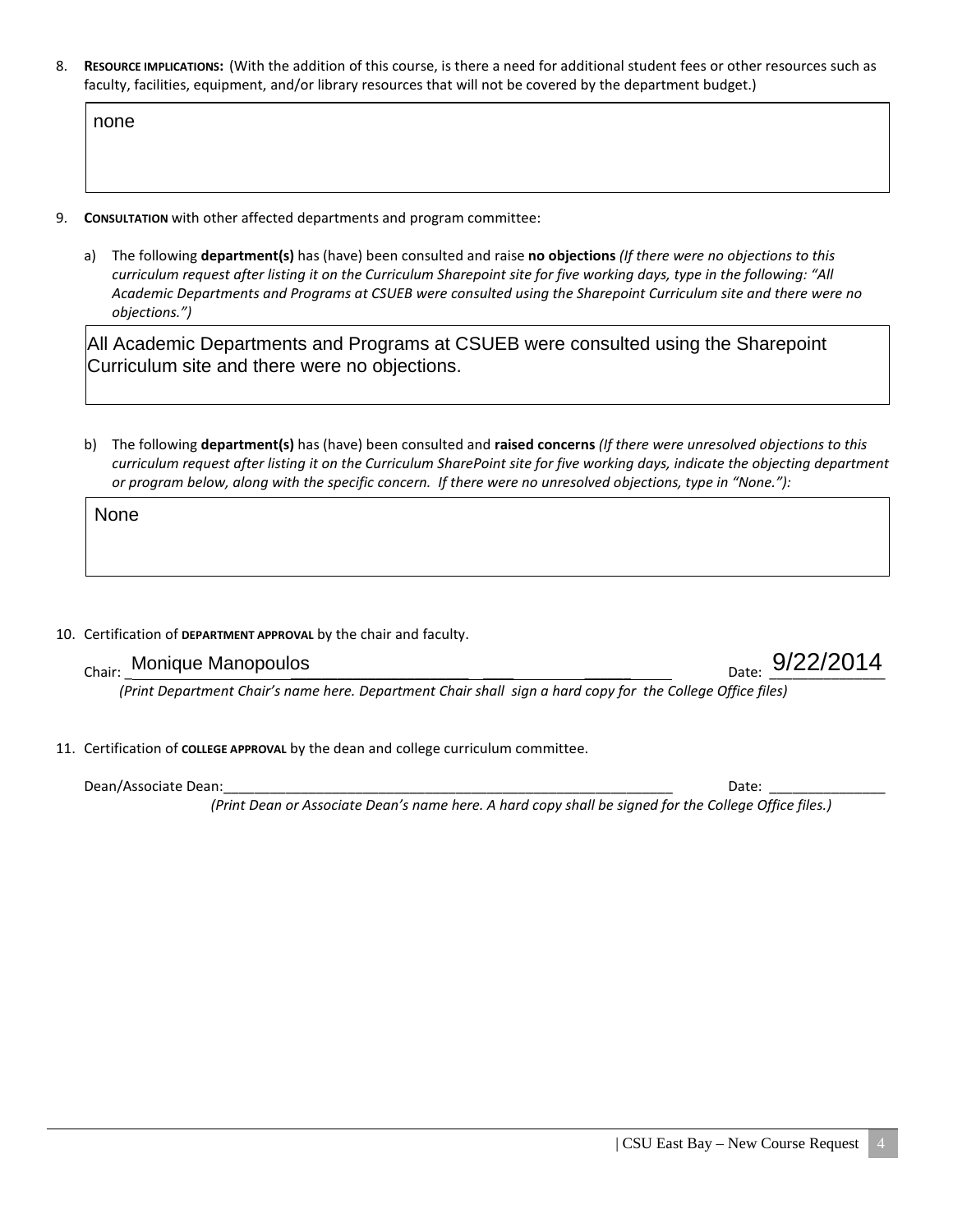8. **RESOURCE IMPLICATIONS:** (With the addition of this course, is there a need for additional student fees or other resources such as faculty, facilities, equipment, and/or library resources that will not be covered by the department budget.)

none

9. **CONSULTATION** with other affected departments and program committee:

   a) The following **department(s)** has (have) been consulted and raise **no objections** *(If there were no objections to this curriculum request after listing it on the Curriculum Sharepoint site for five working days, type in the following: "All Academic Departments and Programs at CSUEB were consulted using the Sharepoint Curriculum site and there were no objections.")*

   All Academic Departments and Programs at CSUEB were consulted using the Sharepoint Curriculum site and there were no objections.

   b) The following **department(s)** has (have) been consulted and **raised concerns** *(If there were unresolved objections to this curriculum request after listing it on the Curriculum SharePoint site for five working days, indicate the objecting department or program below, along with the specific concern. If there were no unresolved objections, type in "None."):*

   None

10. Certification of **DEPARTMENT APPROVAL** by the chair and faculty.

    Chair: Monique Manopoulos Date: 9/22/2014

    *(Print Department Chair's name here. Department Chair shall sign a hard copy for the College Office files)*

11. Certification of **COLLEGE APPROVAL** by the dean and college curriculum committee.

    Dean/Associate Dean:______________________________ Date: _______________

    *(Print Dean or Associate Dean's name here. A hard copy shall be signed for the College Office files.)*